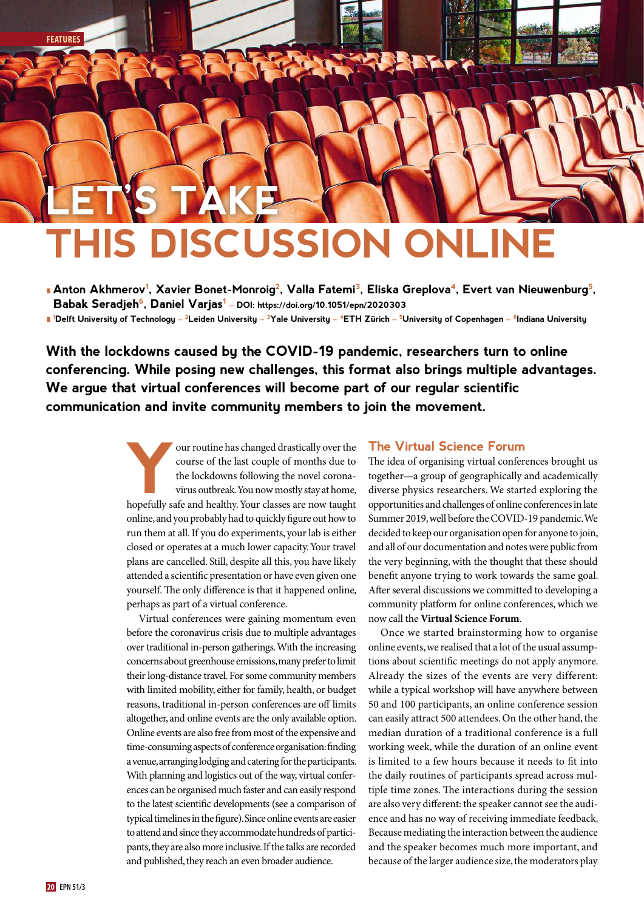# LET'S TAKE THIS DISCUSSION ONLINE

Anton Akhmerov[1], Xavier Bonet-Monroig[2], Valla Fatemi[3], Eliska Greplova[4], Evert van Nieuwenburg[5], Babak Seradjeh[6], Daniel Varjas[1] – DOI: https://doi.org/10.1051/epn/2020303

[1]Delft University of Technology – [2]Leiden University – [3]Yale University – [4]ETH Zürich – [5]University of Copenhagen – [6]Indiana University

**With the lockdowns caused by the COVID-19 pandemic, researchers turn to online conferencing. While posing new challenges, this format also brings multiple advantages. We argue that virtual conferences will become part of our regular scientific communication and invite community members to join the movement.**

Your routine has changed drastically over the course of the last couple of months due to the lockdowns following the novel coronavirus outbreak. You now mostly stay at home, hopefully safe and healthy. Your classes are now taught online, and you probably had to quickly figure out how to run them at all. If you do experiments, your lab is either closed or operates at a much lower capacity. Your travel plans are cancelled. Still, despite all this, you have likely attended a scientific presentation or have even given one yourself. The only difference is that it happened online, perhaps as part of a virtual conference.

Virtual conferences were gaining momentum even before the coronavirus crisis due to multiple advantages over traditional in-person gatherings. With the increasing concerns about greenhouse emissions, many prefer to limit their long-distance travel. For some community members with limited mobility, either for family, health, or budget reasons, traditional in-person conferences are off limits altogether, and online events are the only available option. Online events are also free from most of the expensive and time-consuming aspects of conference organisation: finding a venue, arranging lodging and catering for the participants. With planning and logistics out of the way, virtual conferences can be organised much faster and can easily respond to the latest scientific developments (see a comparison of typical timelines in the figure). Since online events are easier to attend and since they accommodate hundreds of participants, they are also more inclusive. If the talks are recorded and published, they reach an even broader audience.

## The Virtual Science Forum

The idea of organising virtual conferences brought us together—a group of geographically and academically diverse physics researchers. We started exploring the opportunities and challenges of online conferences in late Summer 2019, well before the COVID-19 pandemic. We decided to keep our organisation open for anyone to join, and all of our documentation and notes were public from the very beginning, with the thought that these should benefit anyone trying to work towards the same goal. After several discussions we committed to developing a community platform for online conferences, which we now call the **Virtual Science Forum**.

Once we started brainstorming how to organise online events, we realised that a lot of the usual assumptions about scientific meetings do not apply anymore. Already the sizes of the events are very different: while a typical workshop will have anywhere between 50 and 100 participants, an online conference session can easily attract 500 attendees. On the other hand, the median duration of a traditional conference is a full working week, while the duration of an online event is limited to a few hours because it needs to fit into the daily routines of participants spread across multiple time zones. The interactions during the session are also very different: the speaker cannot see the audience and has no way of receiving immediate feedback. Because mediating the interaction between the audience and the speaker becomes much more important, and because of the larger audience size, the moderators play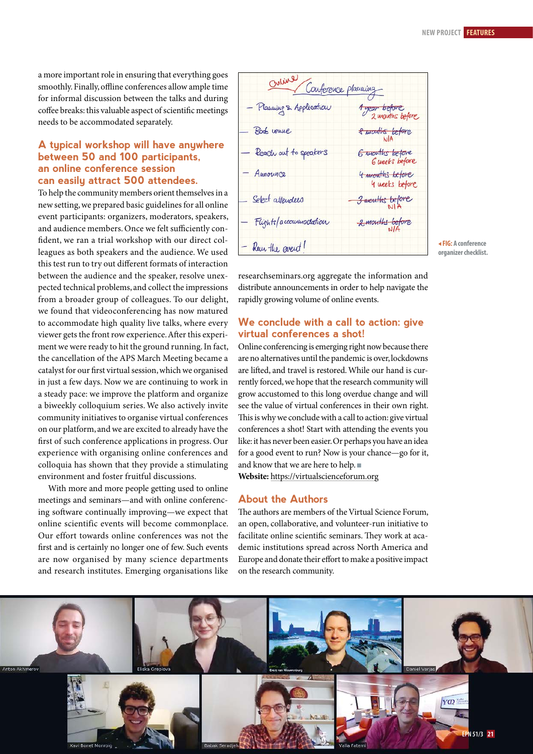a more important role in ensuring that everything goes smoothly. Finally, offline conferences allow ample time for informal discussion between the talks and during coffee breaks: this valuable aspect of scientific meetings needs to be accommodated separately.

**A typical workshop will have anywhere between 50 and 100 participants, an online conference session can easily attract 500 attendees.**

To help the community members orient themselves in a new setting, we prepared basic guidelines for all online event participants: organizers, moderators, speakers, and audience members. Once we felt sufficiently confident, we ran a trial workshop with our direct colleagues as both speakers and the audience. We used this test run to try out different formats of interaction between the audience and the speaker, resolve unexpected technical problems, and collect the impressions from a broader group of colleagues. To our delight, we found that videoconferencing has now matured to accommodate high quality live talks, where every viewer gets the front row experience. After this experiment we were ready to hit the ground running. In fact, the cancellation of the APS March Meeting became a catalyst for our first virtual session, which we organised in just a few days. Now we are continuing to work in a steady pace: we improve the platform and organize a biweekly colloquium series. We also actively invite community initiatives to organise virtual conferences on our platform, and we are excited to already have the first of such conference applications in progress. Our experience with organising online conferences and colloquia has shown that they provide a stimulating environment and foster fruitful discussions.

With more and more people getting used to online meetings and seminars—and with online conferencing software continually improving—we expect that online scientific events will become commonplace. Our effort towards online conferences was not the first and is certainly no longer one of few. Such events are now organised by many science departments and research institutes. Emerging organisations like researchseminars.org aggregate the information and distribute announcements in order to help navigate the rapidly growing volume of online events.

Online Conference planning

- Planning & Application — ~~1 year before~~ 2 months before
- Book venue — ~~8 months before~~ N/A
- Reach out to speakers — ~~6 months before~~ 6 weeks before
- Announce — ~~4 months before~~ 4 weeks before
- Select attendees — ~~3 months before~~ N/A
- Flights/accommodation — ~~2 months before~~ N/A
- Run the event!

**FIG:** A conference organizer checklist.

## We conclude with a call to action: give virtual conferences a shot!

Online conferencing is emerging right now because there are no alternatives until the pandemic is over, lockdowns are lifted, and travel is restored. While our hand is currently forced, we hope that the research community will grow accustomed to this long overdue change and will see the value of virtual conferences in their own right. This is why we conclude with a call to action: give virtual conferences a shot! Start with attending the events you like: it has never been easier. Or perhaps you have an idea for a good event to run? Now is your chance—go for it, and know that we are here to help. ■

**Website:** https://virtualscienceforum.org

## About the Authors

The authors are members of the Virtual Science Forum, an open, collaborative, and volunteer-run initiative to facilitate online scientific seminars. They work at academic institutions spread across North America and Europe and donate their effort to make a positive impact on the research community.

Anton Akhmerov, Eliska Greplova, Evert van Nieuwenburg, Daniel Varjas, Xavi Bonet Monroig, Babak Seradjeh, Valla Fatemi